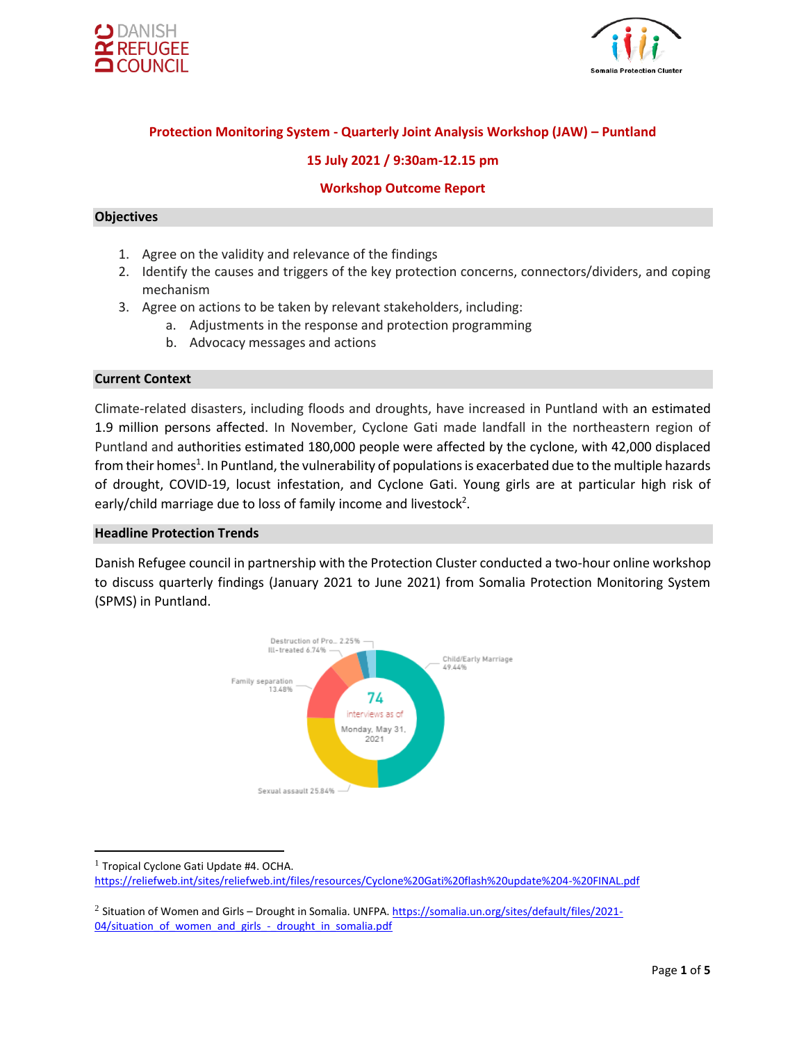**Protection Monitoring System - Quarterly Joint Analysis Workshop (JAW) – Puntland**

**15 July 2021 / 9:30am-12.15 pm**

**Workshop Outcome Report**

## Objectives

1. Agree on the validity and relevance of the findings
2. Identify the causes and triggers of the key protection concerns, connectors/dividers, and coping mechanism
3. Agree on actions to be taken by relevant stakeholders, including:
   a. Adjustments in the response and protection programming
   b. Advocacy messages and actions

## Current Context

Climate-related disasters, including floods and droughts, have increased in Puntland with an estimated 1.9 million persons affected. In November, Cyclone Gati made landfall in the northeastern region of Puntland and authorities estimated 180,000 people were affected by the cyclone, with 42,000 displaced from their homes[1]. In Puntland, the vulnerability of populations is exacerbated due to the multiple hazards of drought, COVID-19, locust infestation, and Cyclone Gati. Young girls are at particular high risk of early/child marriage due to loss of family income and livestock[2].

## Headline Protection Trends

Danish Refugee council in partnership with the Protection Cluster conducted a two-hour online workshop to discuss quarterly findings (January 2021 to June 2021) from Somalia Protection Monitoring System (SPMS) in Puntland.

74 interviews as of Monday, May 31, 2021

- Child/Early Marriage 49.44%
- Sexual assault 25.84%
- Family separation 13.48%
- Ill-treated 6.74%
- Destruction of Pro.. 2.25%

---

[1] Tropical Cyclone Gati Update #4. OCHA. https://reliefweb.int/sites/reliefweb.int/files/resources/Cyclone%20Gati%20flash%20update%204-%20FINAL.pdf

[2] Situation of Women and Girls – Drought in Somalia. UNFPA. https://somalia.un.org/sites/default/files/2021-04/situation_of_women_and_girls_-_drought_in_somalia.pdf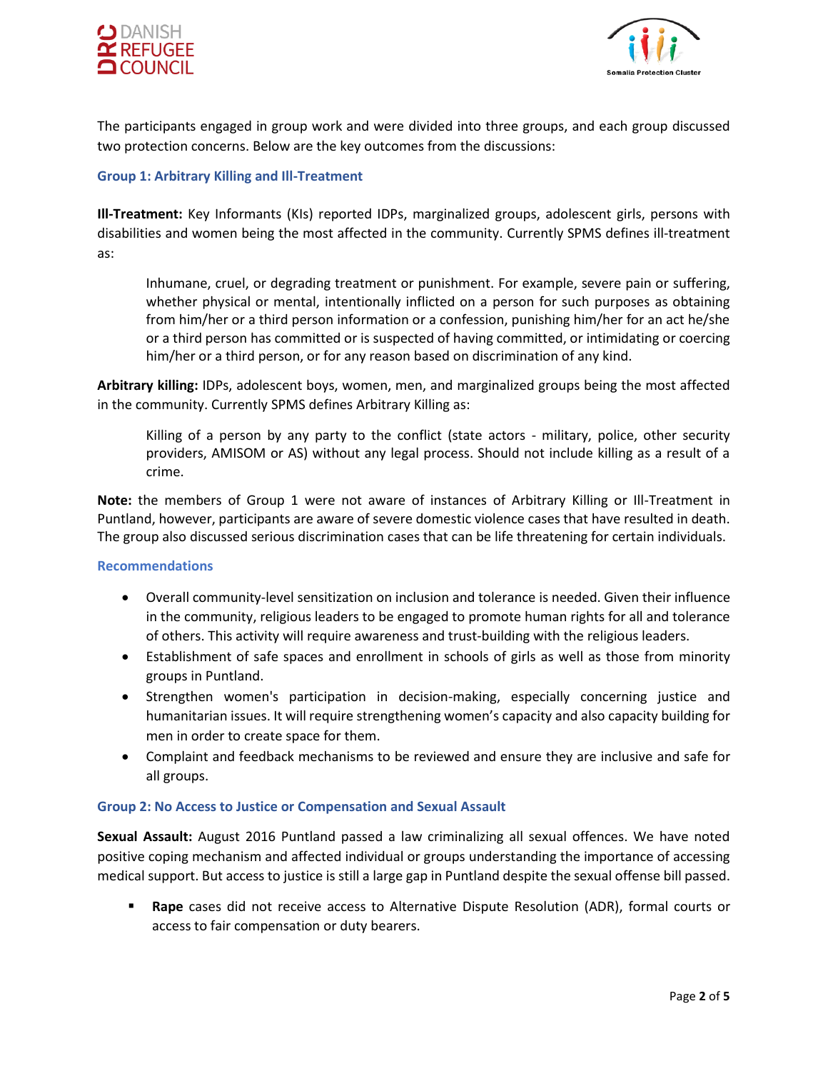The participants engaged in group work and were divided into three groups, and each group discussed two protection concerns. Below are the key outcomes from the discussions:

### Group 1: Arbitrary Killing and Ill-Treatment

**Ill-Treatment:** Key Informants (KIs) reported IDPs, marginalized groups, adolescent girls, persons with disabilities and women being the most affected in the community. Currently SPMS defines ill-treatment as:

> Inhumane, cruel, or degrading treatment or punishment. For example, severe pain or suffering, whether physical or mental, intentionally inflicted on a person for such purposes as obtaining from him/her or a third person information or a confession, punishing him/her for an act he/she or a third person has committed or is suspected of having committed, or intimidating or coercing him/her or a third person, or for any reason based on discrimination of any kind.

**Arbitrary killing:** IDPs, adolescent boys, women, men, and marginalized groups being the most affected in the community. Currently SPMS defines Arbitrary Killing as:

> Killing of a person by any party to the conflict (state actors - military, police, other security providers, AMISOM or AS) without any legal process. Should not include killing as a result of a crime.

**Note:** the members of Group 1 were not aware of instances of Arbitrary Killing or Ill-Treatment in Puntland, however, participants are aware of severe domestic violence cases that have resulted in death. The group also discussed serious discrimination cases that can be life threatening for certain individuals.

### Recommendations

- Overall community-level sensitization on inclusion and tolerance is needed. Given their influence in the community, religious leaders to be engaged to promote human rights for all and tolerance of others. This activity will require awareness and trust-building with the religious leaders.
- Establishment of safe spaces and enrollment in schools of girls as well as those from minority groups in Puntland.
- Strengthen women's participation in decision-making, especially concerning justice and humanitarian issues. It will require strengthening women's capacity and also capacity building for men in order to create space for them.
- Complaint and feedback mechanisms to be reviewed and ensure they are inclusive and safe for all groups.

### Group 2: No Access to Justice or Compensation and Sexual Assault

**Sexual Assault:** August 2016 Puntland passed a law criminalizing all sexual offences. We have noted positive coping mechanism and affected individual or groups understanding the importance of accessing medical support. But access to justice is still a large gap in Puntland despite the sexual offense bill passed.

- **Rape** cases did not receive access to Alternative Dispute Resolution (ADR), formal courts or access to fair compensation or duty bearers.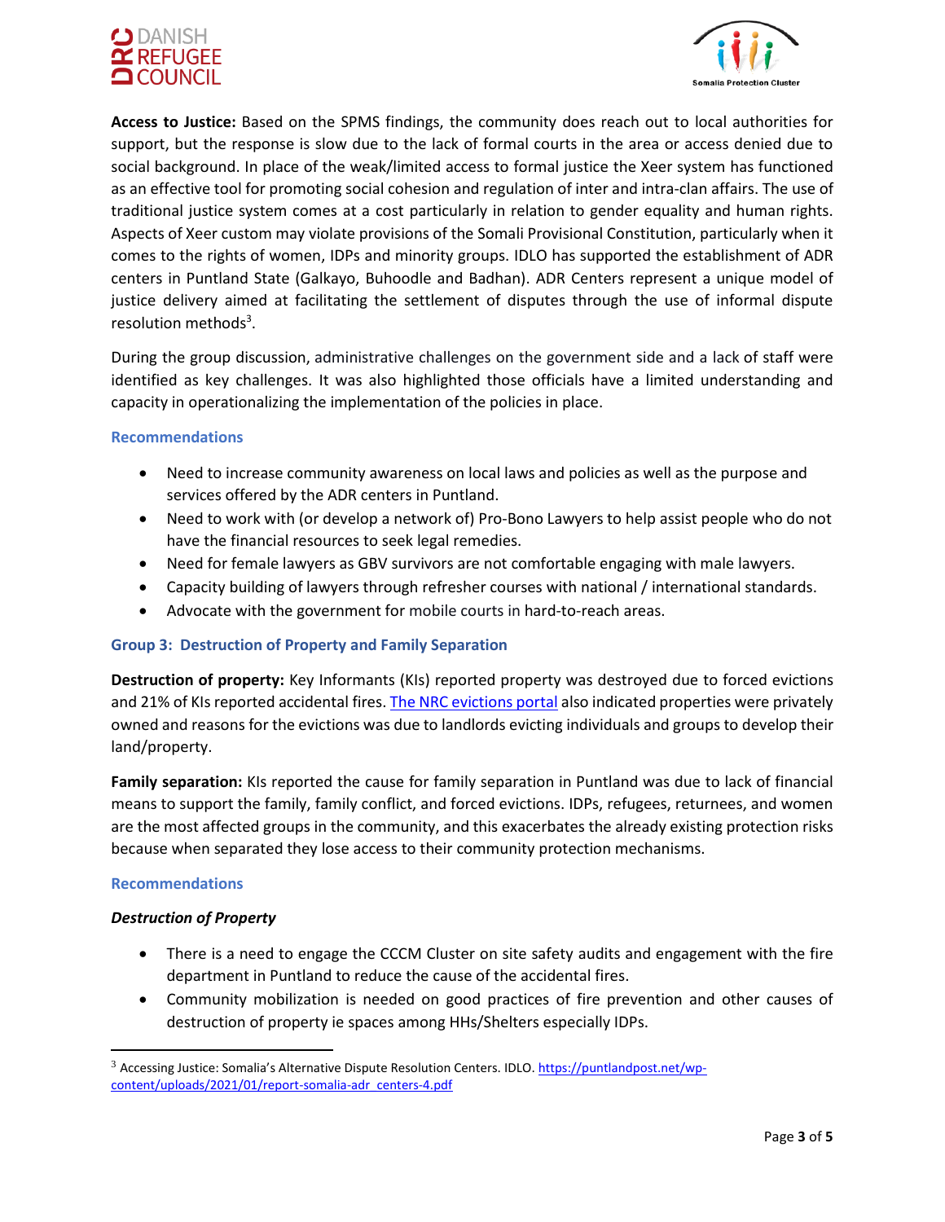**Access to Justice:** Based on the SPMS findings, the community does reach out to local authorities for support, but the response is slow due to the lack of formal courts in the area or access denied due to social background. In place of the weak/limited access to formal justice the Xeer system has functioned as an effective tool for promoting social cohesion and regulation of inter and intra-clan affairs. The use of traditional justice system comes at a cost particularly in relation to gender equality and human rights. Aspects of Xeer custom may violate provisions of the Somali Provisional Constitution, particularly when it comes to the rights of women, IDPs and minority groups. IDLO has supported the establishment of ADR centers in Puntland State (Galkayo, Buhoodle and Badhan). ADR Centers represent a unique model of justice delivery aimed at facilitating the settlement of disputes through the use of informal dispute resolution methods[3].

During the group discussion, administrative challenges on the government side and a lack of staff were identified as key challenges. It was also highlighted those officials have a limited understanding and capacity in operationalizing the implementation of the policies in place.

### Recommendations

- Need to increase community awareness on local laws and policies as well as the purpose and services offered by the ADR centers in Puntland.
- Need to work with (or develop a network of) Pro-Bono Lawyers to help assist people who do not have the financial resources to seek legal remedies.
- Need for female lawyers as GBV survivors are not comfortable engaging with male lawyers.
- Capacity building of lawyers through refresher courses with national / international standards.
- Advocate with the government for mobile courts in hard-to-reach areas.

## Group 3: Destruction of Property and Family Separation

**Destruction of property:** Key Informants (KIs) reported property was destroyed due to forced evictions and 21% of KIs reported accidental fires. The NRC evictions portal also indicated properties were privately owned and reasons for the evictions was due to landlords evicting individuals and groups to develop their land/property.

**Family separation:** KIs reported the cause for family separation in Puntland was due to lack of financial means to support the family, family conflict, and forced evictions. IDPs, refugees, returnees, and women are the most affected groups in the community, and this exacerbates the already existing protection risks because when separated they lose access to their community protection mechanisms.

### Recommendations

#### *Destruction of Property*

- There is a need to engage the CCCM Cluster on site safety audits and engagement with the fire department in Puntland to reduce the cause of the accidental fires.
- Community mobilization is needed on good practices of fire prevention and other causes of destruction of property ie spaces among HHs/Shelters especially IDPs.

---

[3] Accessing Justice: Somalia's Alternative Dispute Resolution Centers. IDLO. https://puntlandpost.net/wp-content/uploads/2021/01/report-somalia-adr_centers-4.pdf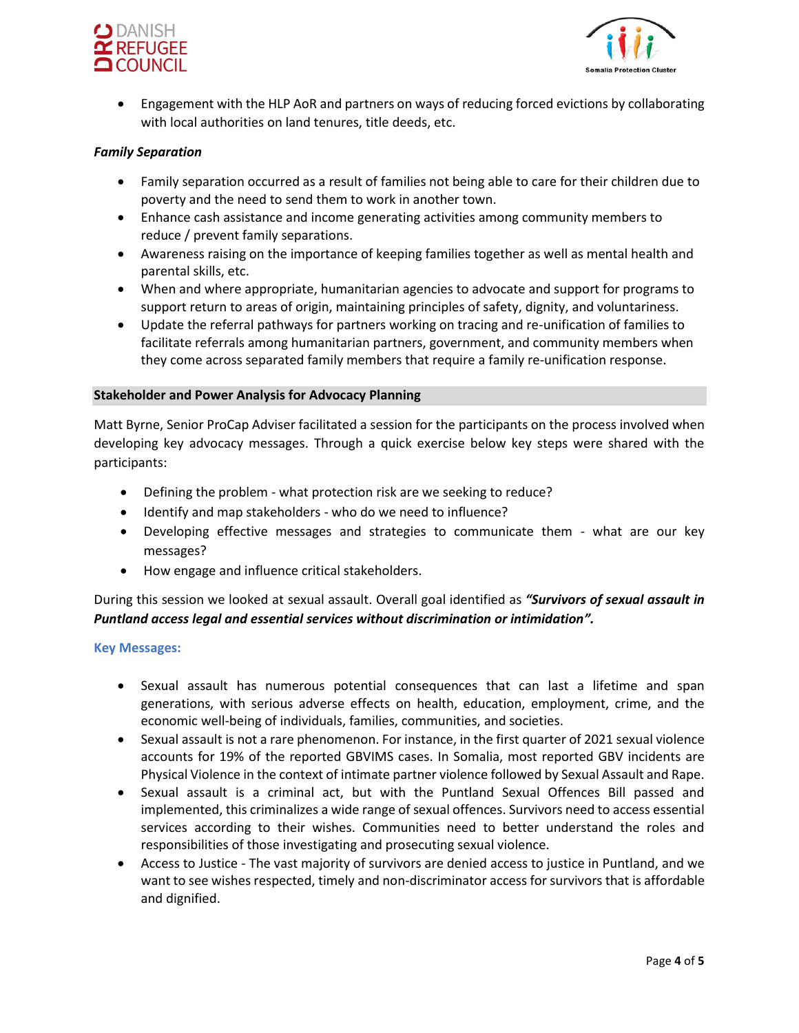- Engagement with the HLP AoR and partners on ways of reducing forced evictions by collaborating with local authorities on land tenures, title deeds, etc.

***Family Separation***

- Family separation occurred as a result of families not being able to care for their children due to poverty and the need to send them to work in another town.
- Enhance cash assistance and income generating activities among community members to reduce / prevent family separations.
- Awareness raising on the importance of keeping families together as well as mental health and parental skills, etc.
- When and where appropriate, humanitarian agencies to advocate and support for programs to support return to areas of origin, maintaining principles of safety, dignity, and voluntariness.
- Update the referral pathways for partners working on tracing and re-unification of families to facilitate referrals among humanitarian partners, government, and community members when they come across separated family members that require a family re-unification response.

## Stakeholder and Power Analysis for Advocacy Planning

Matt Byrne, Senior ProCap Adviser facilitated a session for the participants on the process involved when developing key advocacy messages. Through a quick exercise below key steps were shared with the participants:

- Defining the problem - what protection risk are we seeking to reduce?
- Identify and map stakeholders - who do we need to influence?
- Developing effective messages and strategies to communicate them - what are our key messages?
- How engage and influence critical stakeholders.

During this session we looked at sexual assault. Overall goal identified as ***"Survivors of sexual assault in Puntland access legal and essential services without discrimination or intimidation".***

**Key Messages:**

- Sexual assault has numerous potential consequences that can last a lifetime and span generations, with serious adverse effects on health, education, employment, crime, and the economic well-being of individuals, families, communities, and societies.
- Sexual assault is not a rare phenomenon. For instance, in the first quarter of 2021 sexual violence accounts for 19% of the reported GBVIMS cases. In Somalia, most reported GBV incidents are Physical Violence in the context of intimate partner violence followed by Sexual Assault and Rape.
- Sexual assault is a criminal act, but with the Puntland Sexual Offences Bill passed and implemented, this criminalizes a wide range of sexual offences. Survivors need to access essential services according to their wishes. Communities need to better understand the roles and responsibilities of those investigating and prosecuting sexual violence.
- Access to Justice - The vast majority of survivors are denied access to justice in Puntland, and we want to see wishes respected, timely and non-discriminator access for survivors that is affordable and dignified.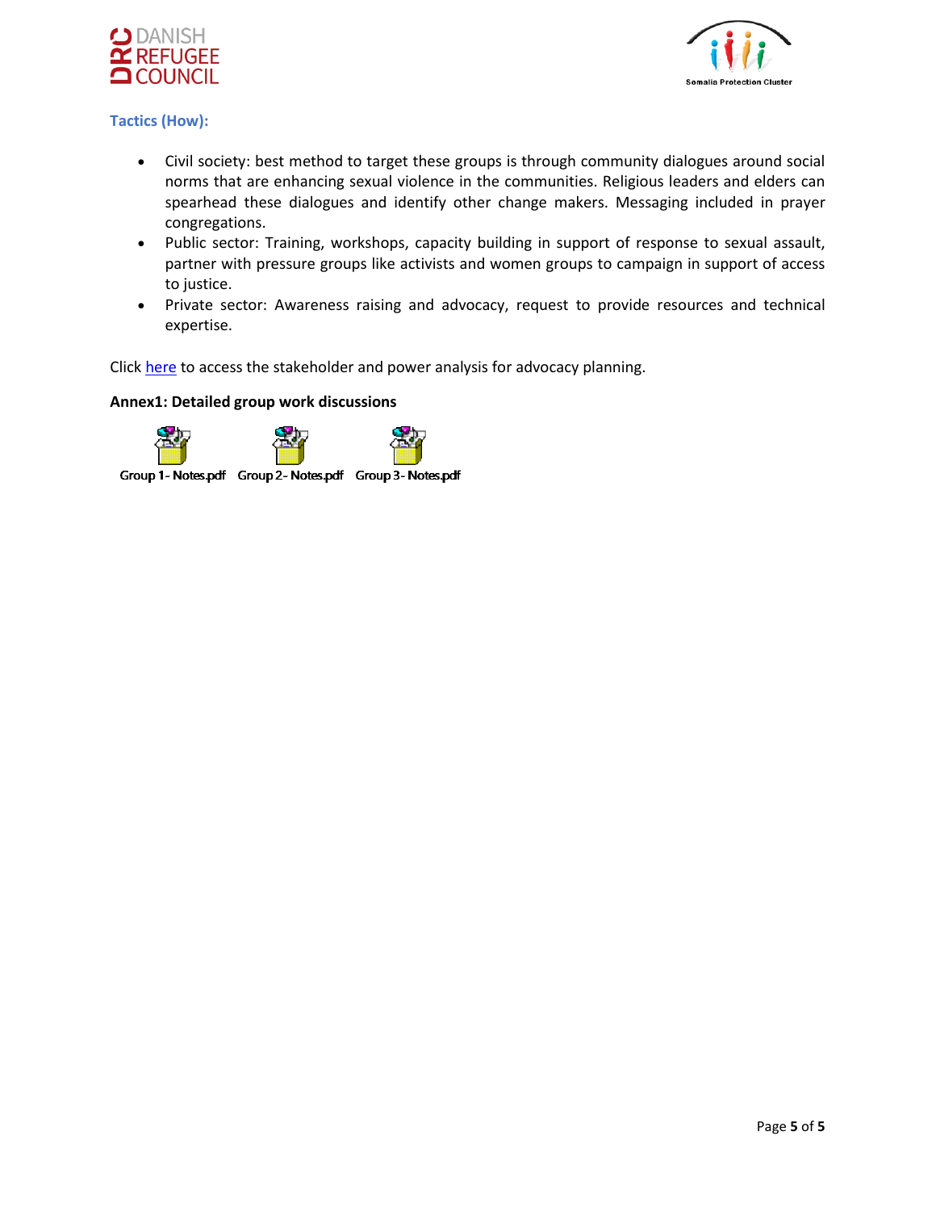### Tactics (How):

- Civil society: best method to target these groups is through community dialogues around social norms that are enhancing sexual violence in the communities. Religious leaders and elders can spearhead these dialogues and identify other change makers. Messaging included in prayer congregations.
- Public sector: Training, workshops, capacity building in support of response to sexual assault, partner with pressure groups like activists and women groups to campaign in support of access to justice.
- Private sector: Awareness raising and advocacy, request to provide resources and technical expertise.

Click here to access the stakeholder and power analysis for advocacy planning.

**Annex1: Detailed group work discussions**

Group 1 - Notes.pdf Group 2 - Notes.pdf Group 3 - Notes.pdf